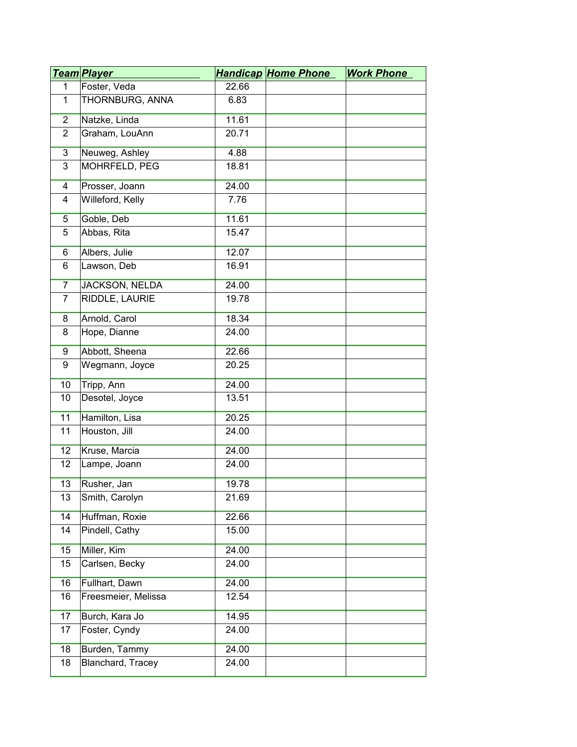| Team | Player | Handicap | Home Phone | Work Phone |
|---|---|---|---|---|
| 1 | Foster, Veda | 22.66 | | |
| 1 | THORNBURG, ANNA | 6.83 | | |
| 2 | Natzke, Linda | 11.61 | | |
| 2 | Graham, LouAnn | 20.71 | | |
| 3 | Neuweg, Ashley | 4.88 | | |
| 3 | MOHRFELD, PEG | 18.81 | | |
| 4 | Prosser, Joann | 24.00 | | |
| 4 | Willeford, Kelly | 7.76 | | |
| 5 | Goble, Deb | 11.61 | | |
| 5 | Abbas, Rita | 15.47 | | |
| 6 | Albers, Julie | 12.07 | | |
| 6 | Lawson, Deb | 16.91 | | |
| 7 | JACKSON, NELDA | 24.00 | | |
| 7 | RIDDLE, LAURIE | 19.78 | | |
| 8 | Arnold, Carol | 18.34 | | |
| 8 | Hope, Dianne | 24.00 | | |
| 9 | Abbott, Sheena | 22.66 | | |
| 9 | Wegmann, Joyce | 20.25 | | |
| 10 | Tripp, Ann | 24.00 | | |
| 10 | Desotel, Joyce | 13.51 | | |
| 11 | Hamilton, Lisa | 20.25 | | |
| 11 | Houston, Jill | 24.00 | | |
| 12 | Kruse, Marcia | 24.00 | | |
| 12 | Lampe, Joann | 24.00 | | |
| 13 | Rusher, Jan | 19.78 | | |
| 13 | Smith, Carolyn | 21.69 | | |
| 14 | Huffman, Roxie | 22.66 | | |
| 14 | Pindell, Cathy | 15.00 | | |
| 15 | Miller, Kim | 24.00 | | |
| 15 | Carlsen, Becky | 24.00 | | |
| 16 | Fullhart, Dawn | 24.00 | | |
| 16 | Freesmeier, Melissa | 12.54 | | |
| 17 | Burch, Kara Jo | 14.95 | | |
| 17 | Foster, Cyndy | 24.00 | | |
| 18 | Burden, Tammy | 24.00 | | |
| 18 | Blanchard, Tracey | 24.00 | | |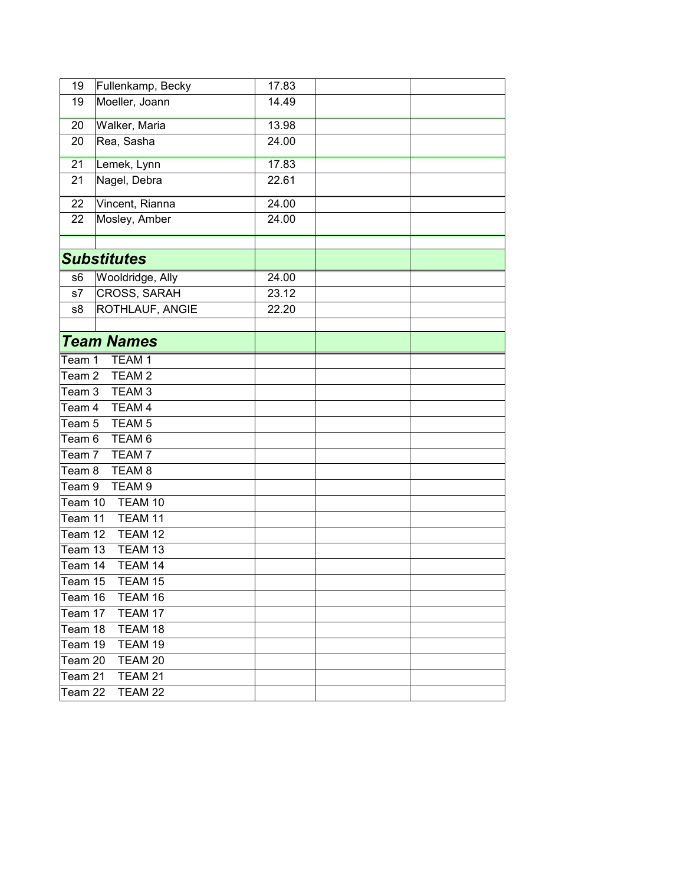| | | | | |
|---|---|---|---|---|
| 19 | Fullenkamp, Becky | 17.83 | | |
| 19 | Moeller, Joann | 14.49 | | |
| 20 | Walker, Maria | 13.98 | | |
| 20 | Rea, Sasha | 24.00 | | |
| 21 | Lemek, Lynn | 17.83 | | |
| 21 | Nagel, Debra | 22.61 | | |
| 22 | Vincent, Rianna | 24.00 | | |
| 22 | Mosley, Amber | 24.00 | | |
| | | | | |
| ***Substitutes*** | | | | |
| s6 | Wooldridge, Ally | 24.00 | | |
| s7 | CROSS, SARAH | 23.12 | | |
| s8 | ROTHLAUF, ANGIE | 22.20 | | |
| | | | | |
| ***Team Names*** | | | | |
| Team 1 | TEAM 1 | | | |
| Team 2 | TEAM 2 | | | |
| Team 3 | TEAM 3 | | | |
| Team 4 | TEAM 4 | | | |
| Team 5 | TEAM 5 | | | |
| Team 6 | TEAM 6 | | | |
| Team 7 | TEAM 7 | | | |
| Team 8 | TEAM 8 | | | |
| Team 9 | TEAM 9 | | | |
| Team 10 | TEAM 10 | | | |
| Team 11 | TEAM 11 | | | |
| Team 12 | TEAM 12 | | | |
| Team 13 | TEAM 13 | | | |
| Team 14 | TEAM 14 | | | |
| Team 15 | TEAM 15 | | | |
| Team 16 | TEAM 16 | | | |
| Team 17 | TEAM 17 | | | |
| Team 18 | TEAM 18 | | | |
| Team 19 | TEAM 19 | | | |
| Team 20 | TEAM 20 | | | |
| Team 21 | TEAM 21 | | | |
| Team 22 | TEAM 22 | | | |